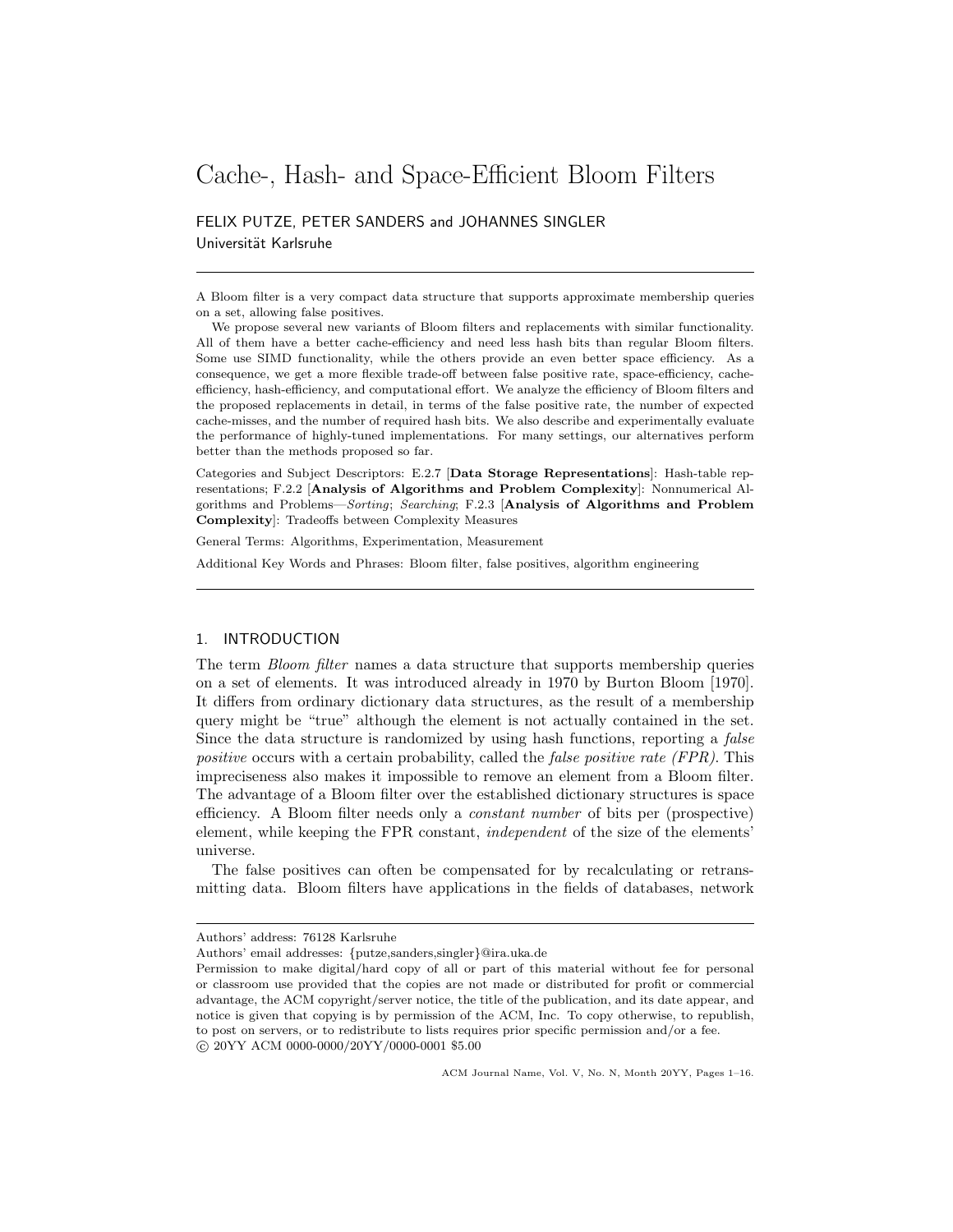# Cache-, Hash- and Space-Efficient Bloom Filters

FELIX PUTZE, PETER SANDERS and JOHANNES SINGLER
Universität Karlsruhe

A Bloom filter is a very compact data structure that supports approximate membership queries on a set, allowing false positives.

We propose several new variants of Bloom filters and replacements with similar functionality. All of them have a better cache-efficiency and need less hash bits than regular Bloom filters. Some use SIMD functionality, while the others provide an even better space efficiency. As a consequence, we get a more flexible trade-off between false positive rate, space-efficiency, cache-efficiency, hash-efficiency, and computational effort. We analyze the efficiency of Bloom filters and the proposed replacements in detail, in terms of the false positive rate, the number of expected cache-misses, and the number of required hash bits. We also describe and experimentally evaluate the performance of highly-tuned implementations. For many settings, our alternatives perform better than the methods proposed so far.

Categories and Subject Descriptors: E.2.7 [**Data Storage Representations**]: Hash-table representations; F.2.2 [**Analysis of Algorithms and Problem Complexity**]: Nonnumerical Algorithms and Problems—*Sorting*; *Searching*; F.2.3 [**Analysis of Algorithms and Problem Complexity**]: Tradeoffs between Complexity Measures

General Terms: Algorithms, Experimentation, Measurement

Additional Key Words and Phrases: Bloom filter, false positives, algorithm engineering

## 1. INTRODUCTION

The term *Bloom filter* names a data structure that supports membership queries on a set of elements. It was introduced already in 1970 by Burton Bloom [1970]. It differs from ordinary dictionary data structures, as the result of a membership query might be "true" although the element is not actually contained in the set. Since the data structure is randomized by using hash functions, reporting a *false positive* occurs with a certain probability, called the *false positive rate (FPR)*. This impreciseness also makes it impossible to remove an element from a Bloom filter. The advantage of a Bloom filter over the established dictionary structures is space efficiency. A Bloom filter needs only a *constant number* of bits per (prospective) element, while keeping the FPR constant, *independent* of the size of the elements' universe.

The false positives can often be compensated for by recalculating or retransmitting data. Bloom filters have applications in the fields of databases, network

---

Authors' address: 76128 Karlsruhe
Authors' email addresses: {putze,sanders,singler}@ira.uka.de
Permission to make digital/hard copy of all or part of this material without fee for personal or classroom use provided that the copies are not made or distributed for profit or commercial advantage, the ACM copyright/server notice, the title of the publication, and its date appear, and notice is given that copying is by permission of the ACM, Inc. To copy otherwise, to republish, to post on servers, or to redistribute to lists requires prior specific permission and/or a fee.
© 20YY ACM 0000-0000/20YY/0000-0001 $5.00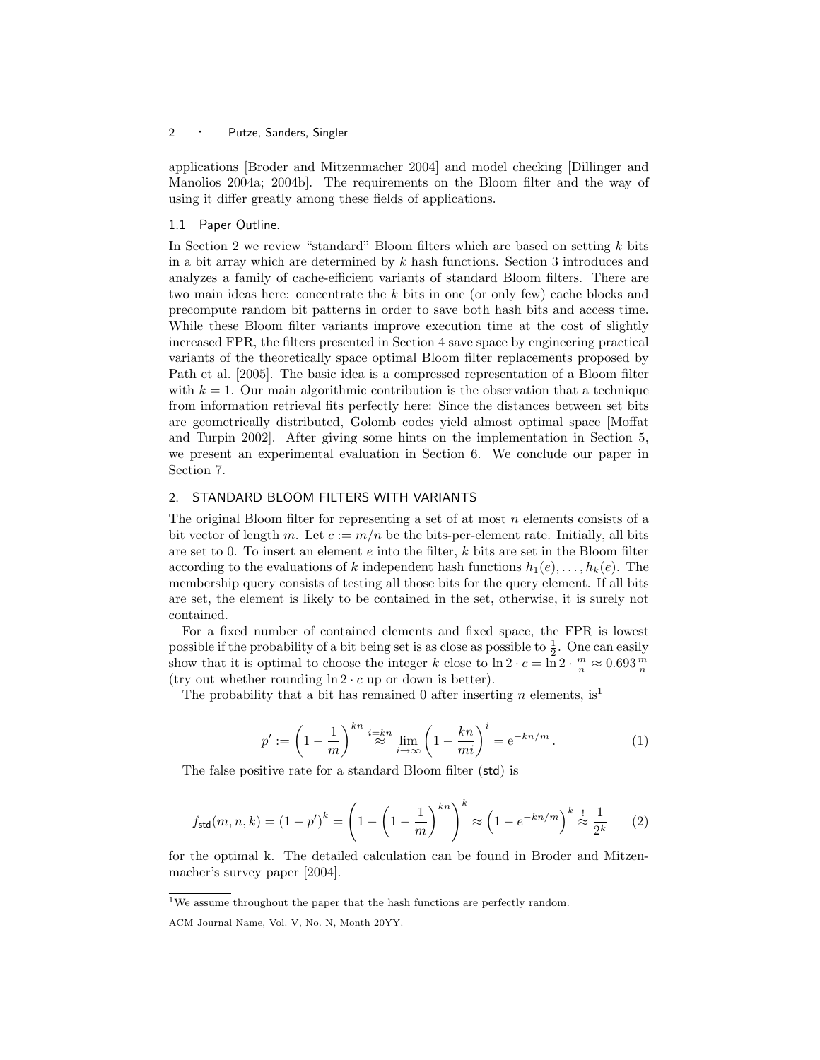applications [Broder and Mitzenmacher 2004] and model checking [Dillinger and Manolios 2004a; 2004b]. The requirements on the Bloom filter and the way of using it differ greatly among these fields of applications.

### 1.1 Paper Outline.

In Section 2 we review "standard" Bloom filters which are based on setting $k$ bits in a bit array which are determined by $k$ hash functions. Section 3 introduces and analyzes a family of cache-efficient variants of standard Bloom filters. There are two main ideas here: concentrate the $k$ bits in one (or only few) cache blocks and precompute random bit patterns in order to save both hash bits and access time. While these Bloom filter variants improve execution time at the cost of slightly increased FPR, the filters presented in Section 4 save space by engineering practical variants of the theoretically space optimal Bloom filter replacements proposed by Path et al. [2005]. The basic idea is a compressed representation of a Bloom filter with $k = 1$. Our main algorithmic contribution is the observation that a technique from information retrieval fits perfectly here: Since the distances between set bits are geometrically distributed, Golomb codes yield almost optimal space [Moffat and Turpin 2002]. After giving some hints on the implementation in Section 5, we present an experimental evaluation in Section 6. We conclude our paper in Section 7.

## 2. STANDARD BLOOM FILTERS WITH VARIANTS

The original Bloom filter for representing a set of at most $n$ elements consists of a bit vector of length $m$. Let $c := m/n$ be the bits-per-element rate. Initially, all bits are set to 0. To insert an element $e$ into the filter, $k$ bits are set in the Bloom filter according to the evaluations of $k$ independent hash functions $h_1(e), \ldots, h_k(e)$. The membership query consists of testing all those bits for the query element. If all bits are set, the element is likely to be contained in the set, otherwise, it is surely not contained.

For a fixed number of contained elements and fixed space, the FPR is lowest possible if the probability of a bit being set is as close as possible to $\frac{1}{2}$. One can easily show that it is optimal to choose the integer $k$ close to $\ln 2 \cdot c = \ln 2 \cdot \frac{m}{n} \approx 0.693 \frac{m}{n}$ (try out whether rounding $\ln 2 \cdot c$ up or down is better).

The probability that a bit has remained 0 after inserting $n$ elements, is[1]

$$p' := \left(1 - \frac{1}{m}\right)^{kn} \overset{i=kn}{\approx} \lim_{i \to \infty} \left(1 - \frac{kn}{mi}\right)^{i} = \mathrm{e}^{-kn/m}. \tag{1}$$

The false positive rate for a standard Bloom filter (std) is

$$f_{\mathsf{std}}(m, n, k) = (1 - p')^k = \left(1 - \left(1 - \frac{1}{m}\right)^{kn}\right)^k \approx \left(1 - e^{-kn/m}\right)^k \overset{!}{\approx} \frac{1}{2^k} \tag{2}$$

for the optimal k. The detailed calculation can be found in Broder and Mitzenmacher's survey paper [2004].

[1] We assume throughout the paper that the hash functions are perfectly random.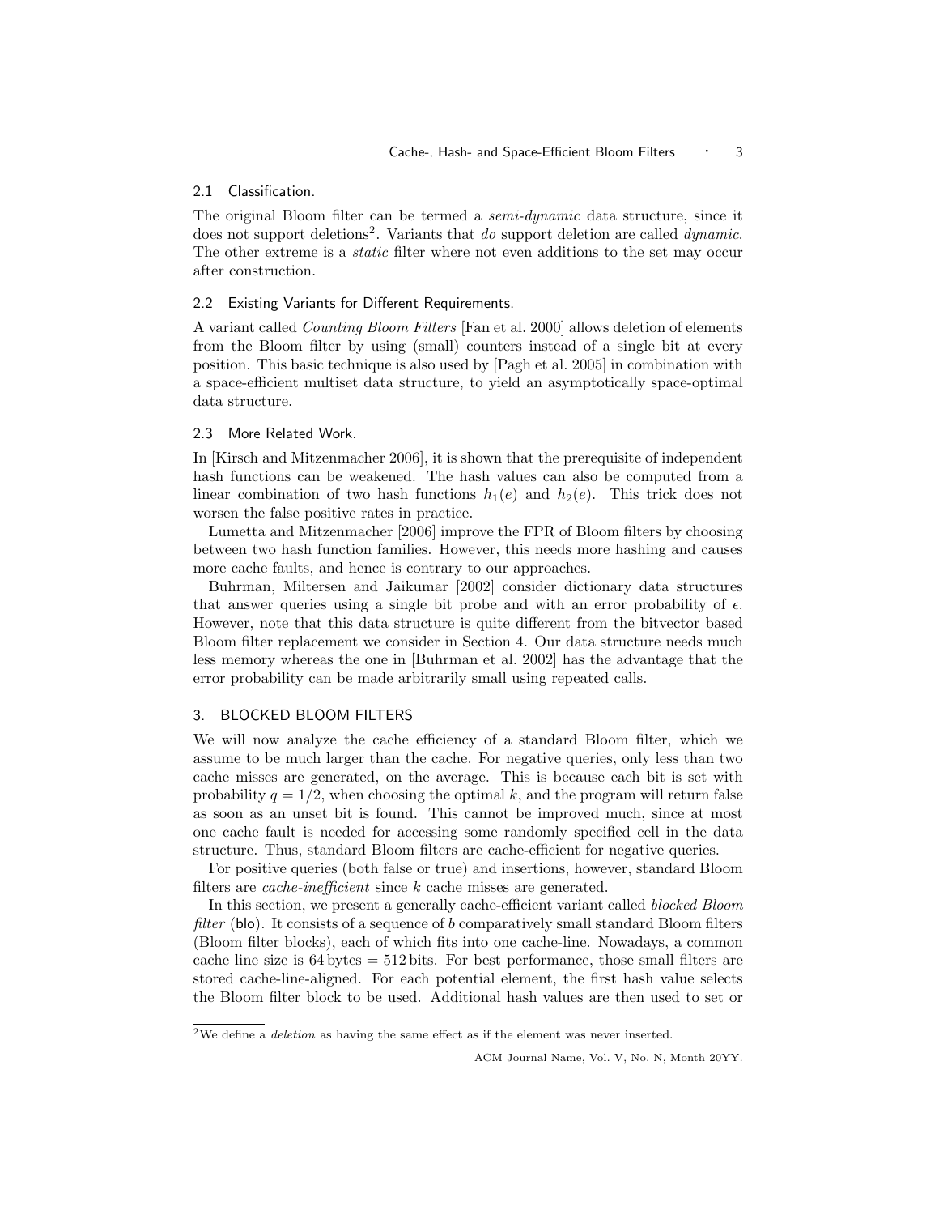### 2.1 Classification.

The original Bloom filter can be termed a *semi-dynamic* data structure, since it does not support deletions[2]. Variants that *do* support deletion are called *dynamic*. The other extreme is a *static* filter where not even additions to the set may occur after construction.

### 2.2 Existing Variants for Different Requirements.

A variant called *Counting Bloom Filters* [Fan et al. 2000] allows deletion of elements from the Bloom filter by using (small) counters instead of a single bit at every position. This basic technique is also used by [Pagh et al. 2005] in combination with a space-efficient multiset data structure, to yield an asymptotically space-optimal data structure.

### 2.3 More Related Work.

In [Kirsch and Mitzenmacher 2006], it is shown that the prerequisite of independent hash functions can be weakened. The hash values can also be computed from a linear combination of two hash functions $h_1(e)$ and $h_2(e)$. This trick does not worsen the false positive rates in practice.

Lumetta and Mitzenmacher [2006] improve the FPR of Bloom filters by choosing between two hash function families. However, this needs more hashing and causes more cache faults, and hence is contrary to our approaches.

Buhrman, Miltersen and Jaikumar [2002] consider dictionary data structures that answer queries using a single bit probe and with an error probability of $\epsilon$. However, note that this data structure is quite different from the bitvector based Bloom filter replacement we consider in Section 4. Our data structure needs much less memory whereas the one in [Buhrman et al. 2002] has the advantage that the error probability can be made arbitrarily small using repeated calls.

## 3. BLOCKED BLOOM FILTERS

We will now analyze the cache efficiency of a standard Bloom filter, which we assume to be much larger than the cache. For negative queries, only less than two cache misses are generated, on the average. This is because each bit is set with probability $q = 1/2$, when choosing the optimal $k$, and the program will return false as soon as an unset bit is found. This cannot be improved much, since at most one cache fault is needed for accessing some randomly specified cell in the data structure. Thus, standard Bloom filters are cache-efficient for negative queries.

For positive queries (both false or true) and insertions, however, standard Bloom filters are *cache-inefficient* since $k$ cache misses are generated.

In this section, we present a generally cache-efficient variant called *blocked Bloom filter* (blo). It consists of a sequence of $b$ comparatively small standard Bloom filters (Bloom filter blocks), each of which fits into one cache-line. Nowadays, a common cache line size is 64 bytes = 512 bits. For best performance, those small filters are stored cache-line-aligned. For each potential element, the first hash value selects the Bloom filter block to be used. Additional hash values are then used to set or

[2] We define a *deletion* as having the same effect as if the element was never inserted.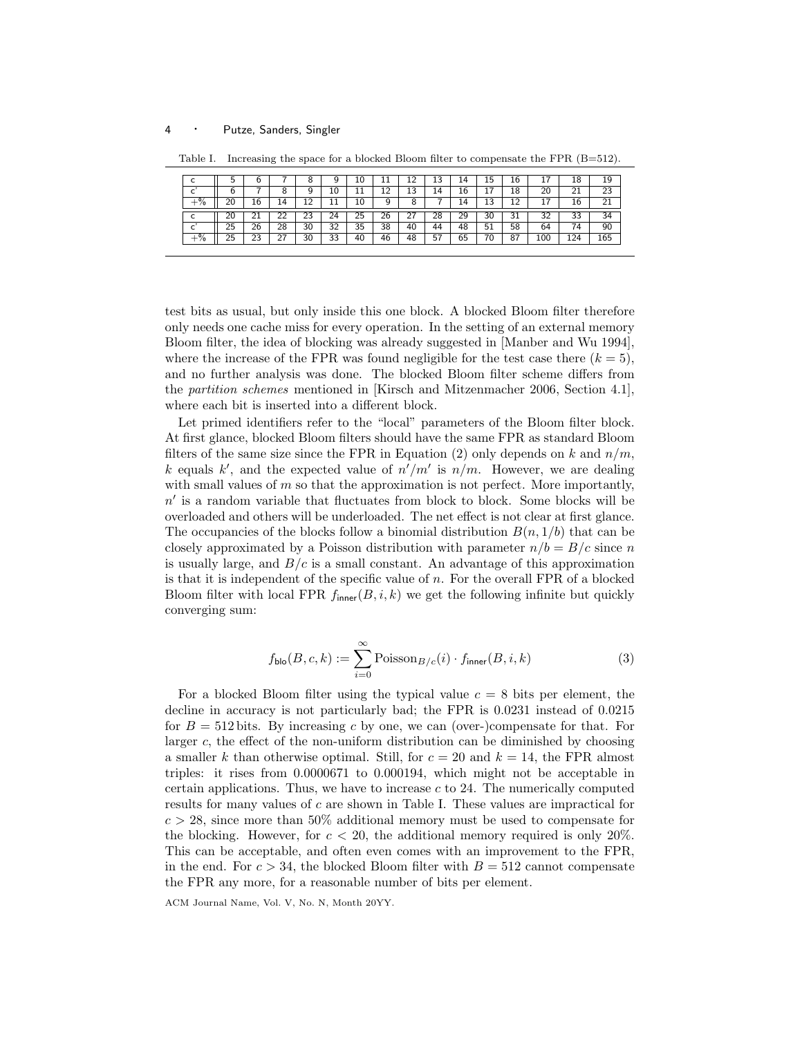Table I. Increasing the space for a blocked Bloom filter to compensate the FPR (B=512).

| c | 5 | 6 | 7 | 8 | 9 | 10 | 11 | 12 | 13 | 14 | 15 | 16 | 17 | 18 | 19 |
|---|---|---|---|---|---|---|---|---|---|---|---|---|---|---|---|
| c' | 6 | 7 | 8 | 9 | 10 | 11 | 12 | 13 | 14 | 16 | 17 | 18 | 20 | 21 | 23 |
| +% | 20 | 16 | 14 | 12 | 11 | 10 | 9 | 8 | 7 | 14 | 13 | 12 | 17 | 16 | 21 |
| c | 20 | 21 | 22 | 23 | 24 | 25 | 26 | 27 | 28 | 29 | 30 | 31 | 32 | 33 | 34 |
| c' | 25 | 26 | 28 | 30 | 32 | 35 | 38 | 40 | 44 | 48 | 51 | 58 | 64 | 74 | 90 |
| +% | 25 | 23 | 27 | 30 | 33 | 40 | 46 | 48 | 57 | 65 | 70 | 87 | 100 | 124 | 165 |

test bits as usual, but only inside this one block. A blocked Bloom filter therefore only needs one cache miss for every operation. In the setting of an external memory Bloom filter, the idea of blocking was already suggested in [Manber and Wu 1994], where the increase of the FPR was found negligible for the test case there ($k = 5$), and no further analysis was done. The blocked Bloom filter scheme differs from the *partition schemes* mentioned in [Kirsch and Mitzenmacher 2006, Section 4.1], where each bit is inserted into a different block.

Let primed identifiers refer to the "local" parameters of the Bloom filter block. At first glance, blocked Bloom filters should have the same FPR as standard Bloom filters of the same size since the FPR in Equation (2) only depends on $k$ and $n/m$, $k$ equals $k'$, and the expected value of $n'/m'$ is $n/m$. However, we are dealing with small values of $m$ so that the approximation is not perfect. More importantly, $n'$ is a random variable that fluctuates from block to block. Some blocks will be overloaded and others will be underloaded. The net effect is not clear at first glance. The occupancies of the blocks follow a binomial distribution $B(n, 1/b)$ that can be closely approximated by a Poisson distribution with parameter $n/b = B/c$ since $n$ is usually large, and $B/c$ is a small constant. An advantage of this approximation is that it is independent of the specific value of $n$. For the overall FPR of a blocked Bloom filter with local FPR $f_{\mathsf{inner}}(B, i, k)$ we get the following infinite but quickly converging sum:

$$f_{\mathsf{blo}}(B, c, k) := \sum_{i=0}^{\infty} \mathrm{Poisson}_{B/c}(i) \cdot f_{\mathsf{inner}}(B, i, k) \tag{3}$$

For a blocked Bloom filter using the typical value $c = 8$ bits per element, the decline in accuracy is not particularly bad; the FPR is 0.0231 instead of 0.0215 for $B = 512$ bits. By increasing $c$ by one, we can (over-)compensate for that. For larger $c$, the effect of the non-uniform distribution can be diminished by choosing a smaller $k$ than otherwise optimal. Still, for $c = 20$ and $k = 14$, the FPR almost triples: it rises from 0.0000671 to 0.000194, which might not be acceptable in certain applications. Thus, we have to increase $c$ to 24. The numerically computed results for many values of $c$ are shown in Table I. These values are impractical for $c > 28$, since more than 50% additional memory must be used to compensate for the blocking. However, for $c < 20$, the additional memory required is only 20%. This can be acceptable, and often even comes with an improvement to the FPR, in the end. For $c > 34$, the blocked Bloom filter with $B = 512$ cannot compensate the FPR any more, for a reasonable number of bits per element.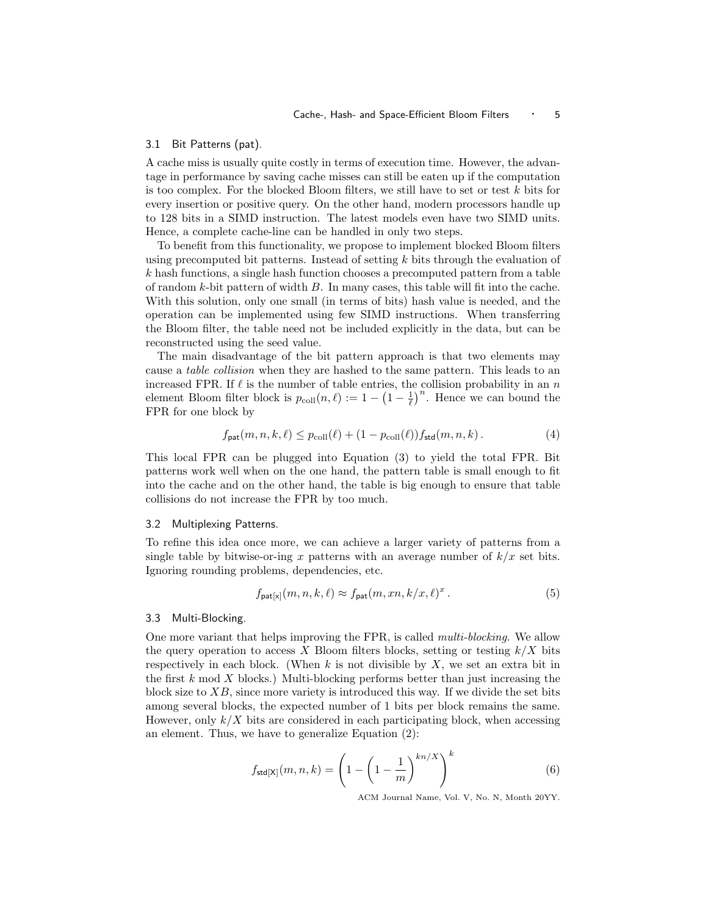### 3.1 Bit Patterns (pat).

A cache miss is usually quite costly in terms of execution time. However, the advantage in performance by saving cache misses can still be eaten up if the computation is too complex. For the blocked Bloom filters, we still have to set or test $k$ bits for every insertion or positive query. On the other hand, modern processors handle up to 128 bits in a SIMD instruction. The latest models even have two SIMD units. Hence, a complete cache-line can be handled in only two steps.

To benefit from this functionality, we propose to implement blocked Bloom filters using precomputed bit patterns. Instead of setting $k$ bits through the evaluation of $k$ hash functions, a single hash function chooses a precomputed pattern from a table of random $k$-bit pattern of width $B$. In many cases, this table will fit into the cache. With this solution, only one small (in terms of bits) hash value is needed, and the operation can be implemented using few SIMD instructions. When transferring the Bloom filter, the table need not be included explicitly in the data, but can be reconstructed using the seed value.

The main disadvantage of the bit pattern approach is that two elements may cause a *table collision* when they are hashed to the same pattern. This leads to an increased FPR. If $\ell$ is the number of table entries, the collision probability in an $n$ element Bloom filter block is $p_{\text{coll}}(n, \ell) := 1 - \left(1 - \frac{1}{\ell}\right)^n$. Hence we can bound the FPR for one block by

$$f_{\mathsf{pat}}(m, n, k, \ell) \leq p_{\text{coll}}(\ell) + (1 - p_{\text{coll}}(\ell)) f_{\mathsf{std}}(m, n, k)\,. \tag{4}$$

This local FPR can be plugged into Equation (3) to yield the total FPR. Bit patterns work well when on the one hand, the pattern table is small enough to fit into the cache and on the other hand, the table is big enough to ensure that table collisions do not increase the FPR by too much.

### 3.2 Multiplexing Patterns.

To refine this idea once more, we can achieve a larger variety of patterns from a single table by bitwise-or-ing $x$ patterns with an average number of $k/x$ set bits. Ignoring rounding problems, dependencies, etc.

$$f_{\mathsf{pat[x]}}(m, n, k, \ell) \approx f_{\mathsf{pat}}(m, xn, k/x, \ell)^x\,. \tag{5}$$

### 3.3 Multi-Blocking.

One more variant that helps improving the FPR, is called *multi-blocking*. We allow the query operation to access $X$ Bloom filters blocks, setting or testing $k/X$ bits respectively in each block. (When $k$ is not divisible by $X$, we set an extra bit in the first $k \bmod X$ blocks.) Multi-blocking performs better than just increasing the block size to $XB$, since more variety is introduced this way. If we divide the set bits among several blocks, the expected number of 1 bits per block remains the same. However, only $k/X$ bits are considered in each participating block, when accessing an element. Thus, we have to generalize Equation (2):

$$f_{\mathsf{std[X]}}(m, n, k) = \left(1 - \left(1 - \frac{1}{m}\right)^{kn/X}\right)^k \tag{6}$$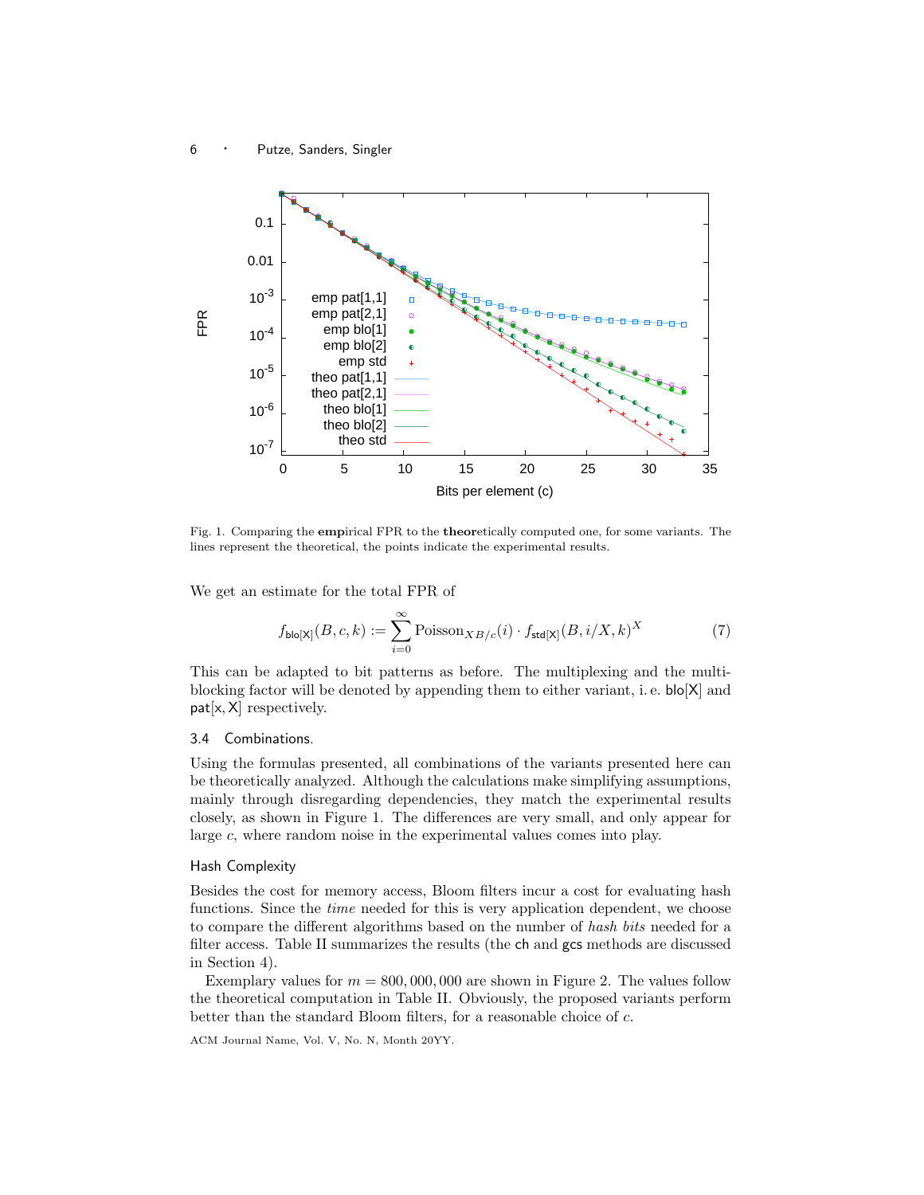Fig. 1. Comparing the **emp**irical FPR to the **theor**etically computed one, for some variants. The lines represent the theoretical, the points indicate the experimental results.

We get an estimate for the total FPR of

$$f_{\mathsf{blo[X]}}(B, c, k) := \sum_{i=0}^{\infty} \text{Poisson}_{XB/c}(i) \cdot f_{\mathsf{std[X]}}(B, i/X, k)^X \tag{7}$$

This can be adapted to bit patterns as before. The multiplexing and the multi-blocking factor will be denoted by appending them to either variant, i. e. blo[X] and pat[x, X] respectively.

### 3.4 Combinations.

Using the formulas presented, all combinations of the variants presented here can be theoretically analyzed. Although the calculations make simplifying assumptions, mainly through disregarding dependencies, they match the experimental results closely, as shown in Figure 1. The differences are very small, and only appear for large $c$, where random noise in the experimental values comes into play.

### Hash Complexity

Besides the cost for memory access, Bloom filters incur a cost for evaluating hash functions. Since the *time* needed for this is very application dependent, we choose to compare the different algorithms based on the number of *hash bits* needed for a filter access. Table II summarizes the results (the ch and gcs methods are discussed in Section 4).

Exemplary values for $m = 800,000,000$ are shown in Figure 2. The values follow the theoretical computation in Table II. Obviously, the proposed variants perform better than the standard Bloom filters, for a reasonable choice of $c$.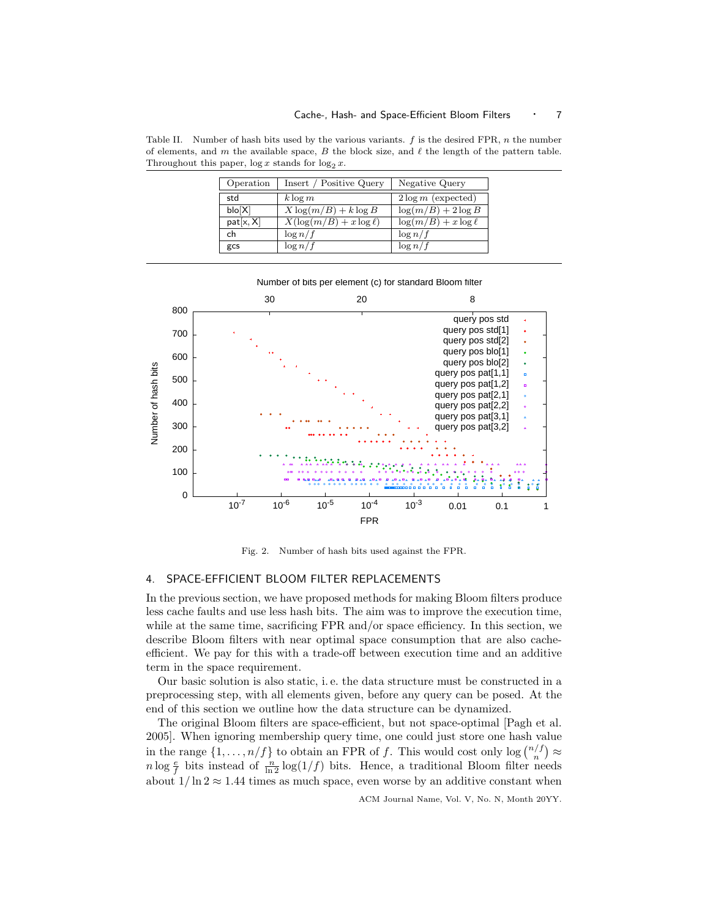Table II. Number of hash bits used by the various variants. $f$ is the desired FPR, $n$ the number of elements, and $m$ the available space, $B$ the block size, and $\ell$ the length of the pattern table. Throughout this paper, $\log x$ stands for $\log_2 x$.

| Operation | Insert / Positive Query | Negative Query |
|---|---|---|
| std | $k \log m$ | $2 \log m$ (expected) |
| blo[X] | $X \log(m/B) + k \log B$ | $\log(m/B) + 2 \log B$ |
| pat[x, X] | $X(\log(m/B) + x \log \ell)$ | $\log(m/B) + x \log \ell$ |
| ch | $\log n/f$ | $\log n/f$ |
| gcs | $\log n/f$ | $\log n/f$ |

Fig. 2. Number of hash bits used against the FPR.

## 4. SPACE-EFFICIENT BLOOM FILTER REPLACEMENTS

In the previous section, we have proposed methods for making Bloom filters produce less cache faults and use less hash bits. The aim was to improve the execution time, while at the same time, sacrificing FPR and/or space efficiency. In this section, we describe Bloom filters with near optimal space consumption that are also cache-efficient. We pay for this with a trade-off between execution time and an additive term in the space requirement.

Our basic solution is also static, i. e. the data structure must be constructed in a preprocessing step, with all elements given, before any query can be posed. At the end of this section we outline how the data structure can be dynamized.

The original Bloom filters are space-efficient, but not space-optimal [Pagh et al. 2005]. When ignoring membership query time, one could just store one hash value in the range $\{1, \ldots, n/f\}$ to obtain an FPR of $f$. This would cost only $\log \binom{n/f}{n} \approx n \log \frac{e}{f}$ bits instead of $\frac{n}{\ln 2} \log(1/f)$ bits. Hence, a traditional Bloom filter needs about $1/\ln 2 \approx 1.44$ times as much space, even worse by an additive constant when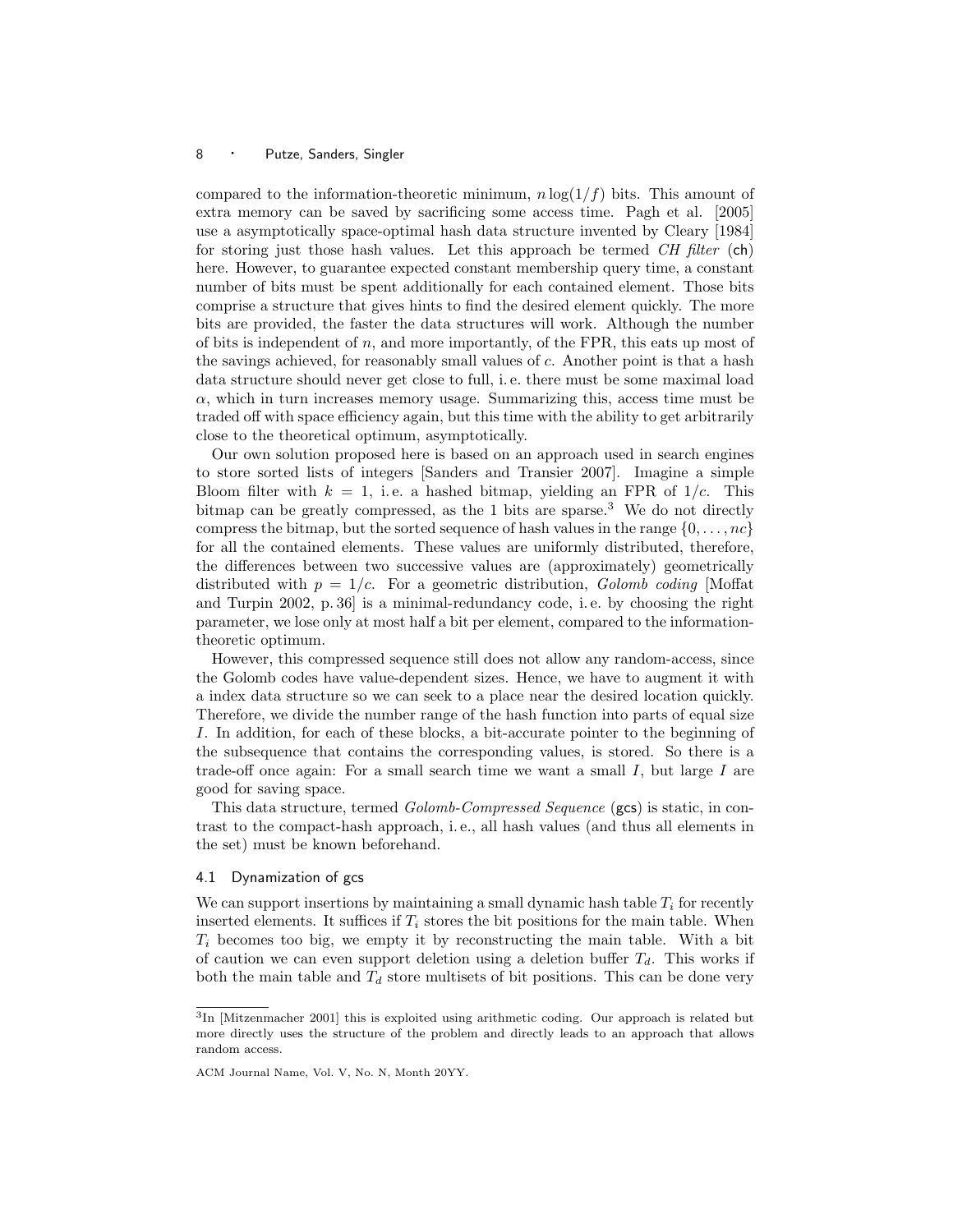compared to the information-theoretic minimum, $n \log(1/f)$ bits. This amount of extra memory can be saved by sacrificing some access time. Pagh et al. [2005] use a asymptotically space-optimal hash data structure invented by Cleary [1984] for storing just those hash values. Let this approach be termed *CH filter* (ch) here. However, to guarantee expected constant membership query time, a constant number of bits must be spent additionally for each contained element. Those bits comprise a structure that gives hints to find the desired element quickly. The more bits are provided, the faster the data structures will work. Although the number of bits is independent of $n$, and more importantly, of the FPR, this eats up most of the savings achieved, for reasonably small values of $c$. Another point is that a hash data structure should never get close to full, i. e. there must be some maximal load $\alpha$, which in turn increases memory usage. Summarizing this, access time must be traded off with space efficiency again, but this time with the ability to get arbitrarily close to the theoretical optimum, asymptotically.

Our own solution proposed here is based on an approach used in search engines to store sorted lists of integers [Sanders and Transier 2007]. Imagine a simple Bloom filter with $k = 1$, i. e. a hashed bitmap, yielding an FPR of $1/c$. This bitmap can be greatly compressed, as the 1 bits are sparse.[3] We do not directly compress the bitmap, but the sorted sequence of hash values in the range $\{0, \ldots, nc\}$ for all the contained elements. These values are uniformly distributed, therefore, the differences between two successive values are (approximately) geometrically distributed with $p = 1/c$. For a geometric distribution, *Golomb coding* [Moffat and Turpin 2002, p. 36] is a minimal-redundancy code, i. e. by choosing the right parameter, we lose only at most half a bit per element, compared to the information-theoretic optimum.

However, this compressed sequence still does not allow any random-access, since the Golomb codes have value-dependent sizes. Hence, we have to augment it with a index data structure so we can seek to a place near the desired location quickly. Therefore, we divide the number range of the hash function into parts of equal size $I$. In addition, for each of these blocks, a bit-accurate pointer to the beginning of the subsequence that contains the corresponding values, is stored. So there is a trade-off once again: For a small search time we want a small $I$, but large $I$ are good for saving space.

This data structure, termed *Golomb-Compressed Sequence* (gcs) is static, in contrast to the compact-hash approach, i. e., all hash values (and thus all elements in the set) must be known beforehand.

### 4.1 Dynamization of gcs

We can support insertions by maintaining a small dynamic hash table $T_i$ for recently inserted elements. It suffices if $T_i$ stores the bit positions for the main table. When $T_i$ becomes too big, we empty it by reconstructing the main table. With a bit of caution we can even support deletion using a deletion buffer $T_d$. This works if both the main table and $T_d$ store multisets of bit positions. This can be done very

[3] In [Mitzenmacher 2001] this is exploited using arithmetic coding. Our approach is related but more directly uses the structure of the problem and directly leads to an approach that allows random access.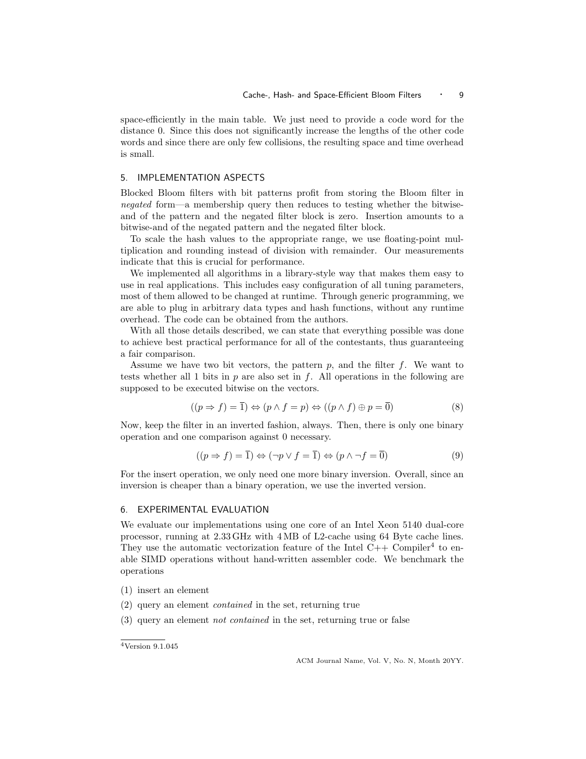space-efficiently in the main table. We just need to provide a code word for the distance 0. Since this does not significantly increase the lengths of the other code words and since there are only few collisions, the resulting space and time overhead is small.

## 5. IMPLEMENTATION ASPECTS

Blocked Bloom filters with bit patterns profit from storing the Bloom filter in *negated* form—a membership query then reduces to testing whether the bitwise-and of the pattern and the negated filter block is zero. Insertion amounts to a bitwise-and of the negated pattern and the negated filter block.

To scale the hash values to the appropriate range, we use floating-point multiplication and rounding instead of division with remainder. Our measurements indicate that this is crucial for performance.

We implemented all algorithms in a library-style way that makes them easy to use in real applications. This includes easy configuration of all tuning parameters, most of them allowed to be changed at runtime. Through generic programming, we are able to plug in arbitrary data types and hash functions, without any runtime overhead. The code can be obtained from the authors.

With all those details described, we can state that everything possible was done to achieve best practical performance for all of the contestants, thus guaranteeing a fair comparison.

Assume we have two bit vectors, the pattern $p$, and the filter $f$. We want to tests whether all 1 bits in $p$ are also set in $f$. All operations in the following are supposed to be executed bitwise on the vectors.

$$((p \Rightarrow f) = \overline{1}) \Leftrightarrow (p \wedge f = p) \Leftrightarrow ((p \wedge f) \oplus p = \overline{0}) \tag{8}$$

Now, keep the filter in an inverted fashion, always. Then, there is only one binary operation and one comparison against 0 necessary.

$$((p \Rightarrow f) = \overline{1}) \Leftrightarrow (\neg p \vee f = \overline{1}) \Leftrightarrow (p \wedge \neg f = \overline{0}) \tag{9}$$

For the insert operation, we only need one more binary inversion. Overall, since an inversion is cheaper than a binary operation, we use the inverted version.

## 6. EXPERIMENTAL EVALUATION

We evaluate our implementations using one core of an Intel Xeon 5140 dual-core processor, running at 2.33 GHz with 4 MB of L2-cache using 64 Byte cache lines. They use the automatic vectorization feature of the Intel C++ Compiler[4] to enable SIMD operations without hand-written assembler code. We benchmark the operations

(1) insert an element

(2) query an element *contained* in the set, returning true

(3) query an element *not contained* in the set, returning true or false

[4] Version 9.1.045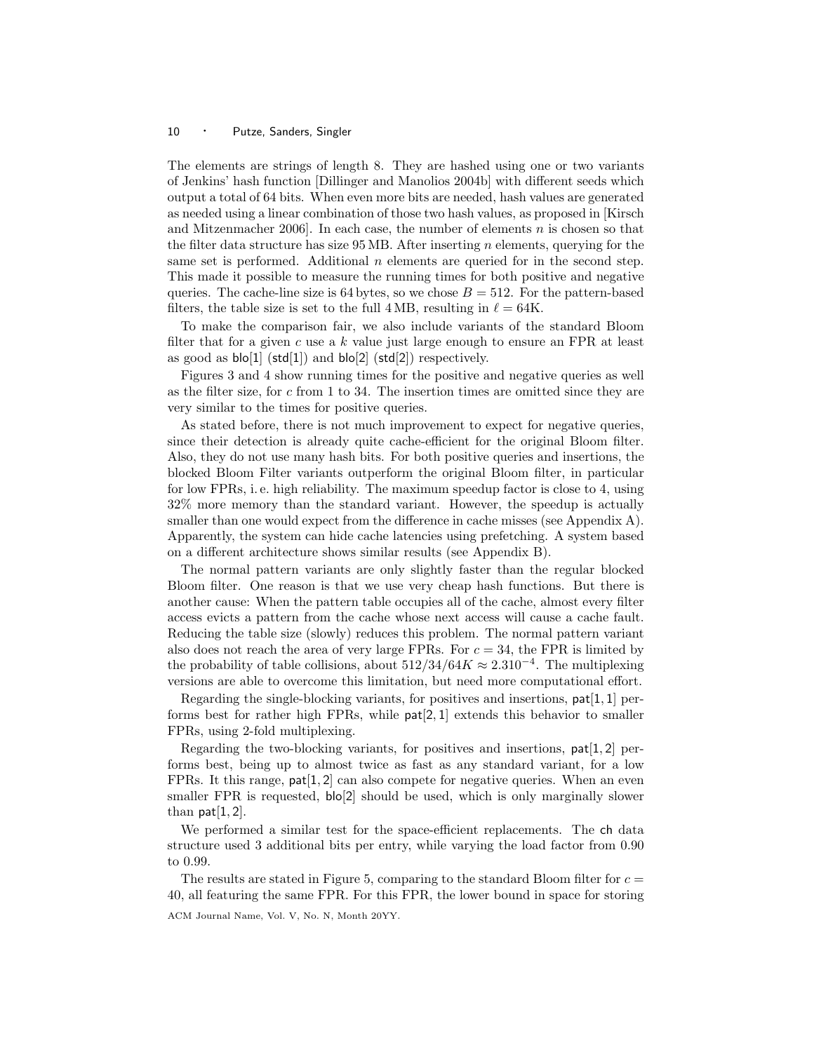The elements are strings of length 8. They are hashed using one or two variants of Jenkins' hash function [Dillinger and Manolios 2004b] with different seeds which output a total of 64 bits. When even more bits are needed, hash values are generated as needed using a linear combination of those two hash values, as proposed in [Kirsch and Mitzenmacher 2006]. In each case, the number of elements $n$ is chosen so that the filter data structure has size 95 MB. After inserting $n$ elements, querying for the same set is performed. Additional $n$ elements are queried for in the second step. This made it possible to measure the running times for both positive and negative queries. The cache-line size is 64 bytes, so we chose $B = 512$. For the pattern-based filters, the table size is set to the full 4 MB, resulting in $\ell = 64\text{K}$.

To make the comparison fair, we also include variants of the standard Bloom filter that for a given $c$ use a $k$ value just large enough to ensure an FPR at least as good as blo[1] (std[1]) and blo[2] (std[2]) respectively.

Figures 3 and 4 show running times for the positive and negative queries as well as the filter size, for $c$ from 1 to 34. The insertion times are omitted since they are very similar to the times for positive queries.

As stated before, there is not much improvement to expect for negative queries, since their detection is already quite cache-efficient for the original Bloom filter. Also, they do not use many hash bits. For both positive queries and insertions, the blocked Bloom Filter variants outperform the original Bloom filter, in particular for low FPRs, i. e. high reliability. The maximum speedup factor is close to 4, using 32% more memory than the standard variant. However, the speedup is actually smaller than one would expect from the difference in cache misses (see Appendix A). Apparently, the system can hide cache latencies using prefetching. A system based on a different architecture shows similar results (see Appendix B).

The normal pattern variants are only slightly faster than the regular blocked Bloom filter. One reason is that we use very cheap hash functions. But there is another cause: When the pattern table occupies all of the cache, almost every filter access evicts a pattern from the cache whose next access will cause a cache fault. Reducing the table size (slowly) reduces this problem. The normal pattern variant also does not reach the area of very large FPRs. For $c = 34$, the FPR is limited by the probability of table collisions, about $512/34/64K \approx 2.3 10^{-4}$. The multiplexing versions are able to overcome this limitation, but need more computational effort.

Regarding the single-blocking variants, for positives and insertions, pat$[1,1]$ performs best for rather high FPRs, while pat$[2,1]$ extends this behavior to smaller FPRs, using 2-fold multiplexing.

Regarding the two-blocking variants, for positives and insertions, pat$[1,2]$ performs best, being up to almost twice as fast as any standard variant, for a low FPRs. It this range, pat$[1,2]$ can also compete for negative queries. When an even smaller FPR is requested, blo[2] should be used, which is only marginally slower than pat$[1,2]$.

We performed a similar test for the space-efficient replacements. The ch data structure used 3 additional bits per entry, while varying the load factor from 0.90 to 0.99.

The results are stated in Figure 5, comparing to the standard Bloom filter for $c = 40$, all featuring the same FPR. For this FPR, the lower bound in space for storing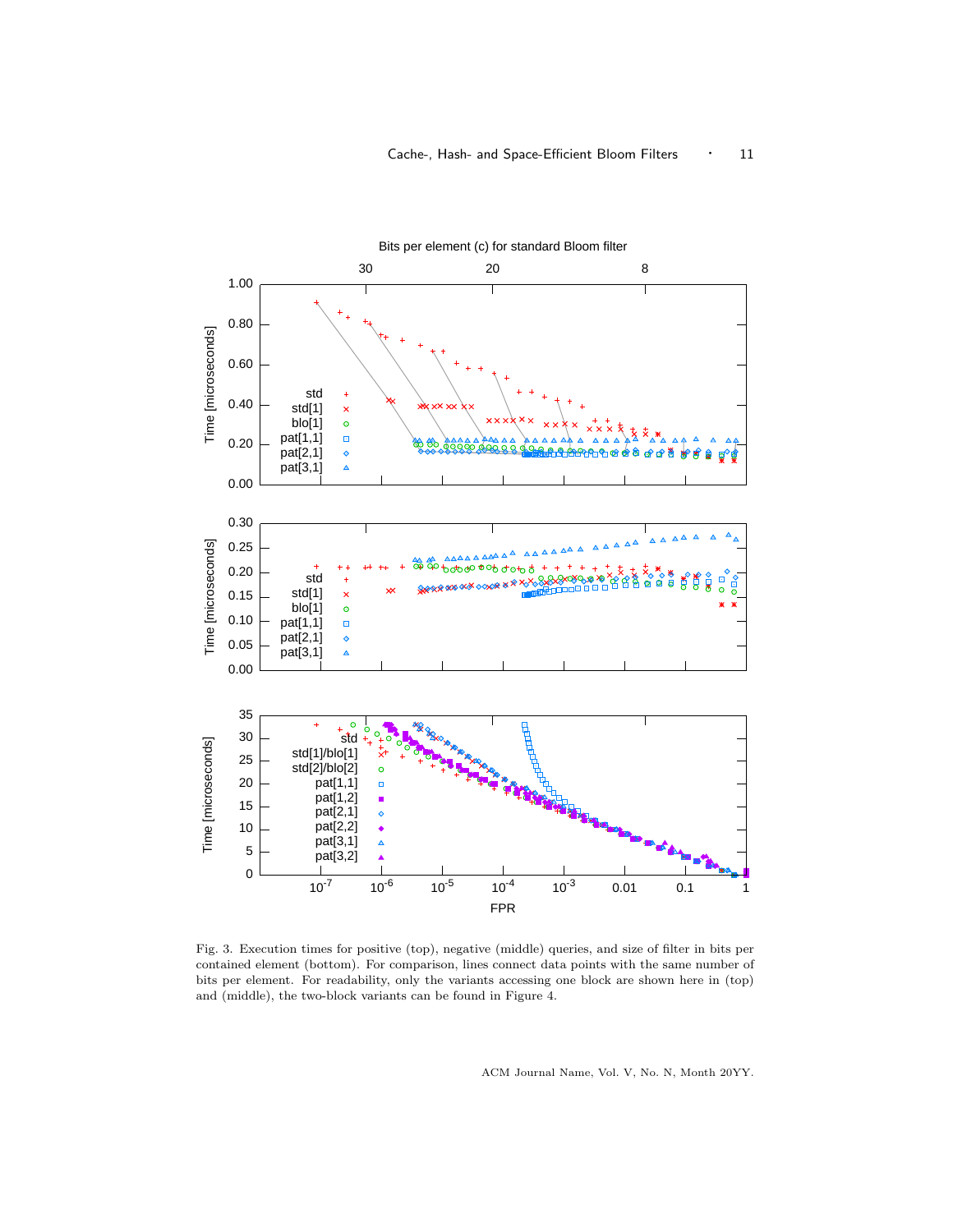Fig. 3. Execution times for positive (top), negative (middle) queries, and size of filter in bits per contained element (bottom). For comparison, lines connect data points with the same number of bits per element. For readability, only the variants accessing one block are shown here in (top) and (middle), the two-block variants can be found in Figure 4.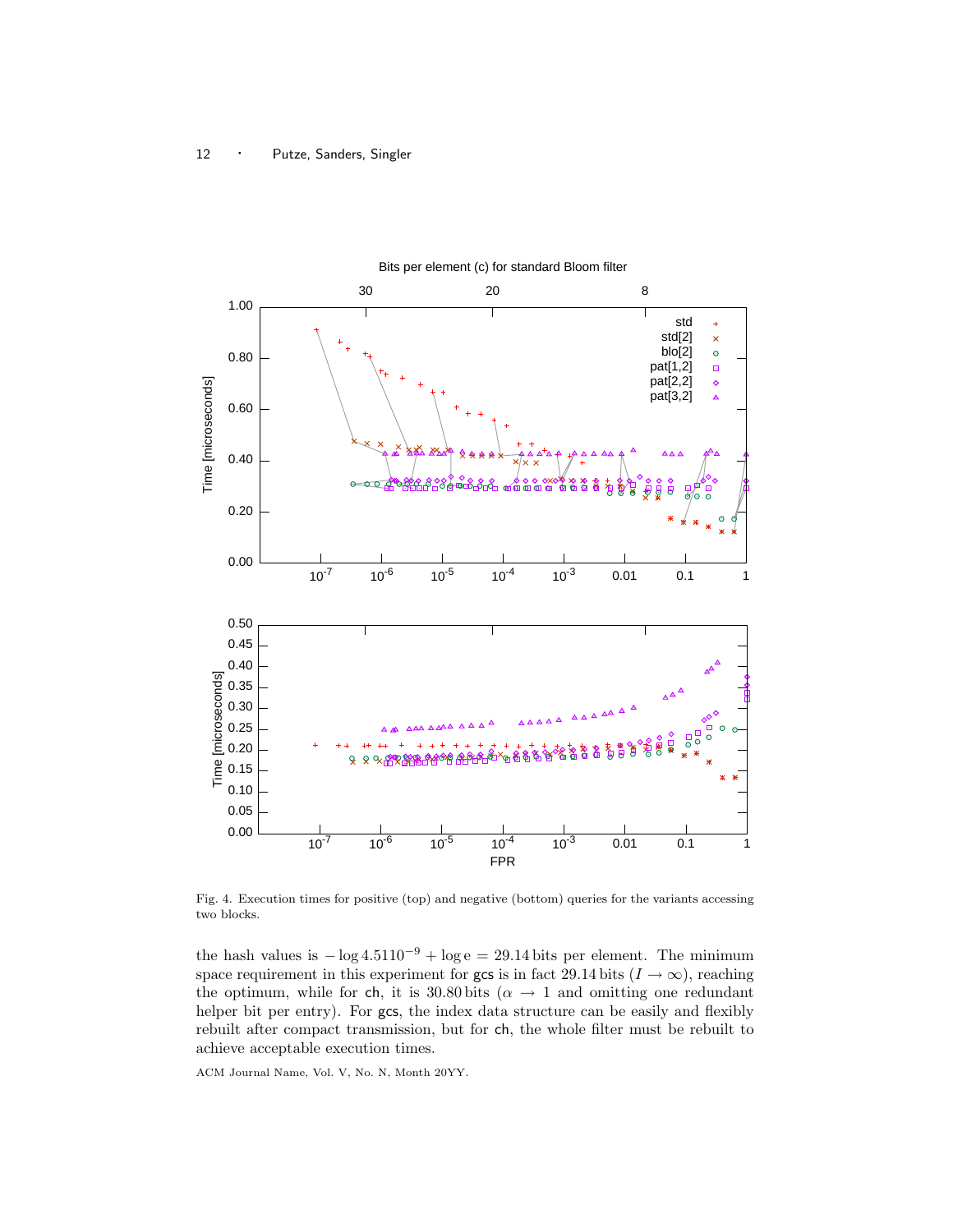Fig. 4. Execution times for positive (top) and negative (bottom) queries for the variants accessing two blocks.

the hash values is $-\log 4.5110^{-9} + \log e = 29.14$ bits per element. The minimum space requirement in this experiment for gcs is in fact 29.14 bits ($I \to \infty$), reaching the optimum, while for ch, it is 30.80 bits ($\alpha \to 1$ and omitting one redundant helper bit per entry). For gcs, the index data structure can be easily and flexibly rebuilt after compact transmission, but for ch, the whole filter must be rebuilt to achieve acceptable execution times.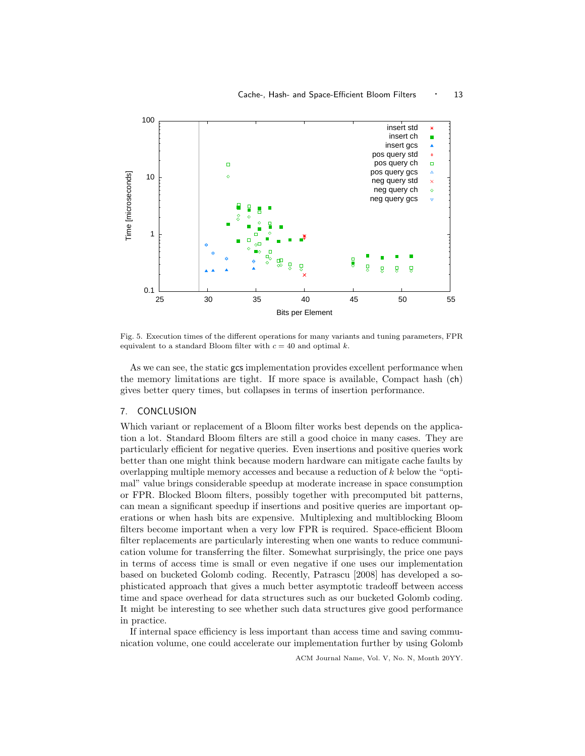Fig. 5. Execution times of the different operations for many variants and tuning parameters, FPR equivalent to a standard Bloom filter with $c = 40$ and optimal $k$.

As we can see, the static gcs implementation provides excellent performance when the memory limitations are tight. If more space is available, Compact hash (ch) gives better query times, but collapses in terms of insertion performance.

## 7. CONCLUSION

Which variant or replacement of a Bloom filter works best depends on the application a lot. Standard Bloom filters are still a good choice in many cases. They are particularly efficient for negative queries. Even insertions and positive queries work better than one might think because modern hardware can mitigate cache faults by overlapping multiple memory accesses and because a reduction of $k$ below the "optimal" value brings considerable speedup at moderate increase in space consumption or FPR. Blocked Bloom filters, possibly together with precomputed bit patterns, can mean a significant speedup if insertions and positive queries are important operations or when hash bits are expensive. Multiplexing and multiblocking Bloom filters become important when a very low FPR is required. Space-efficient Bloom filter replacements are particularly interesting when one wants to reduce communication volume for transferring the filter. Somewhat surprisingly, the price one pays in terms of access time is small or even negative if one uses our implementation based on bucketed Golomb coding. Recently, Patrascu [2008] has developed a sophisticated approach that gives a much better asymptotic tradeoff between access time and space overhead for data structures such as our bucketed Golomb coding. It might be interesting to see whether such data structures give good performance in practice.

If internal space efficiency is less important than access time and saving communication volume, one could accelerate our implementation further by using Golomb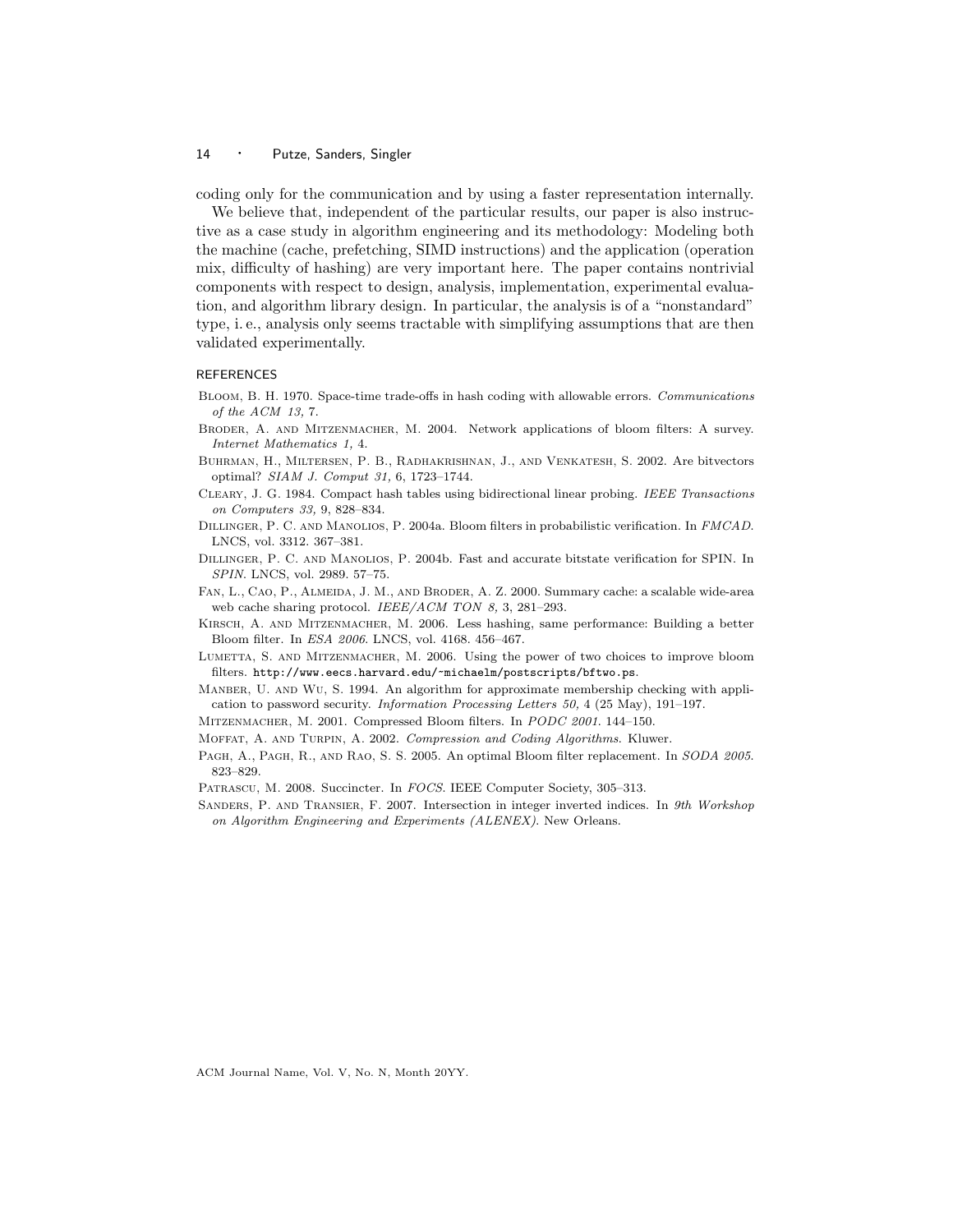coding only for the communication and by using a faster representation internally.

We believe that, independent of the particular results, our paper is also instructive as a case study in algorithm engineering and its methodology: Modeling both the machine (cache, prefetching, SIMD instructions) and the application (operation mix, difficulty of hashing) are very important here. The paper contains nontrivial components with respect to design, analysis, implementation, experimental evaluation, and algorithm library design. In particular, the analysis is of a "nonstandard" type, i. e., analysis only seems tractable with simplifying assumptions that are then validated experimentally.

## REFERENCES

Bloom, B. H. 1970. Space-time trade-offs in hash coding with allowable errors. *Communications of the ACM 13,* 7.

Broder, A. and Mitzenmacher, M. 2004. Network applications of bloom filters: A survey. *Internet Mathematics 1,* 4.

Buhrman, H., Miltersen, P. B., Radhakrishnan, J., and Venkatesh, S. 2002. Are bitvectors optimal? *SIAM J. Comput 31,* 6, 1723–1744.

Cleary, J. G. 1984. Compact hash tables using bidirectional linear probing. *IEEE Transactions on Computers 33,* 9, 828–834.

Dillinger, P. C. and Manolios, P. 2004a. Bloom filters in probabilistic verification. In *FMCAD*. LNCS, vol. 3312. 367–381.

Dillinger, P. C. and Manolios, P. 2004b. Fast and accurate bitstate verification for SPIN. In *SPIN*. LNCS, vol. 2989. 57–75.

Fan, L., Cao, P., Almeida, J. M., and Broder, A. Z. 2000. Summary cache: a scalable wide-area web cache sharing protocol. *IEEE/ACM TON 8,* 3, 281–293.

Kirsch, A. and Mitzenmacher, M. 2006. Less hashing, same performance: Building a better Bloom filter. In *ESA 2006*. LNCS, vol. 4168. 456–467.

Lumetta, S. and Mitzenmacher, M. 2006. Using the power of two choices to improve bloom filters. `http://www.eecs.harvard.edu/~michaelm/postscripts/bftwo.ps`.

Manber, U. and Wu, S. 1994. An algorithm for approximate membership checking with application to password security. *Information Processing Letters 50,* 4 (25 May), 191–197.

Mitzenmacher, M. 2001. Compressed Bloom filters. In *PODC 2001*. 144–150.

Moffat, A. and Turpin, A. 2002. *Compression and Coding Algorithms*. Kluwer.

Pagh, A., Pagh, R., and Rao, S. S. 2005. An optimal Bloom filter replacement. In *SODA 2005*. 823–829.

Patrascu, M. 2008. Succincter. In *FOCS*. IEEE Computer Society, 305–313.

Sanders, P. and Transier, F. 2007. Intersection in integer inverted indices. In *9th Workshop on Algorithm Engineering and Experiments (ALENEX)*. New Orleans.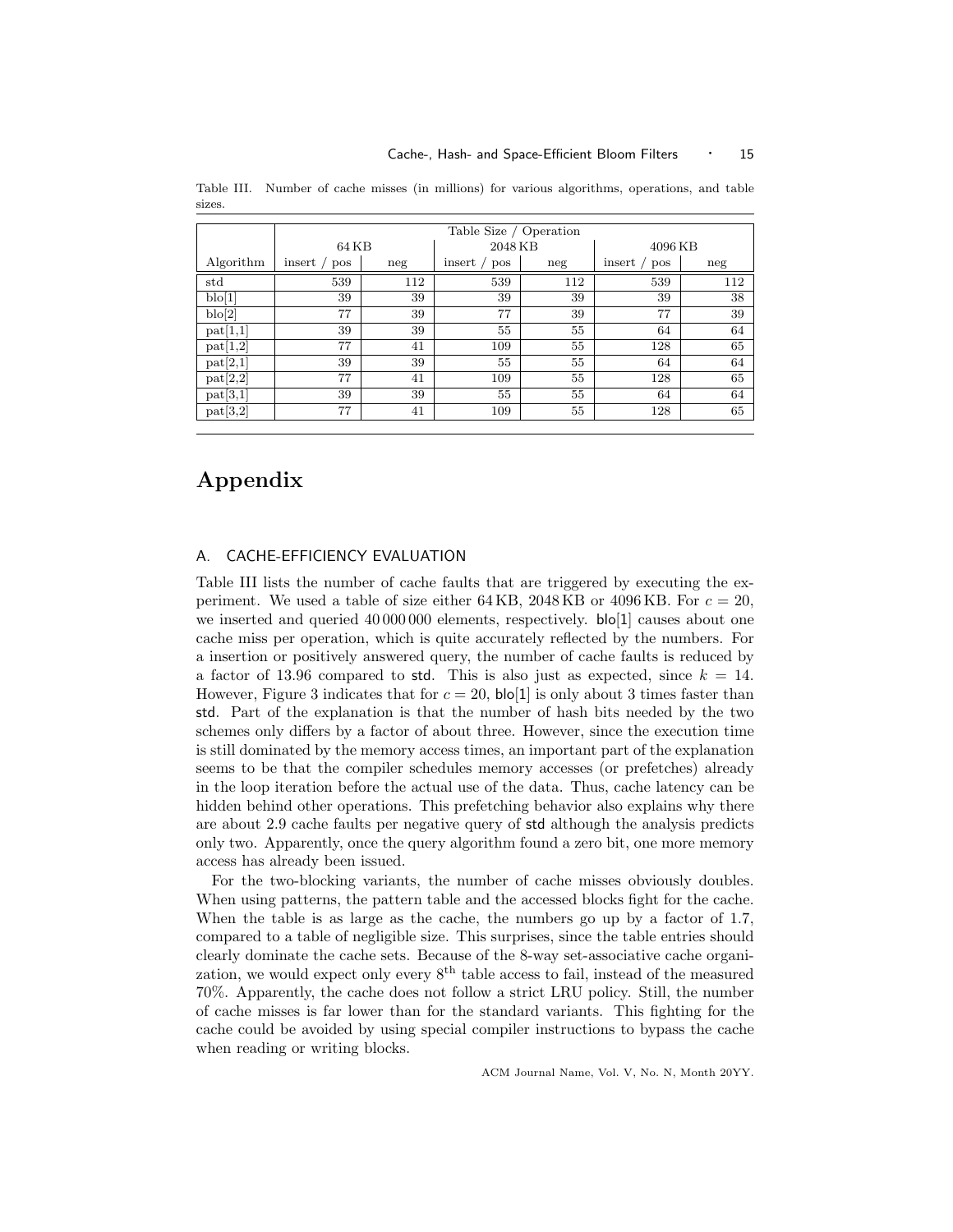Table III. Number of cache misses (in millions) for various algorithms, operations, and table sizes.

| | Table Size / Operation | | | | | |
|---|---|---|---|---|---|---|
| | 64 KB | | 2048 KB | | 4096 KB | |
| Algorithm | insert / pos | neg | insert / pos | neg | insert / pos | neg |
| std | 539 | 112 | 539 | 112 | 539 | 112 |
| blo[1] | 39 | 39 | 39 | 39 | 39 | 38 |
| blo[2] | 77 | 39 | 77 | 39 | 77 | 39 |
| pat[1,1] | 39 | 39 | 55 | 55 | 64 | 64 |
| pat[1,2] | 77 | 41 | 109 | 55 | 128 | 65 |
| pat[2,1] | 39 | 39 | 55 | 55 | 64 | 64 |
| pat[2,2] | 77 | 41 | 109 | 55 | 128 | 65 |
| pat[3,1] | 39 | 39 | 55 | 55 | 64 | 64 |
| pat[3,2] | 77 | 41 | 109 | 55 | 128 | 65 |

# Appendix

## A. CACHE-EFFICIENCY EVALUATION

Table III lists the number of cache faults that are triggered by executing the experiment. We used a table of size either 64 KB, 2048 KB or 4096 KB. For $c = 20$, we inserted and queried 40 000 000 elements, respectively. blo[1] causes about one cache miss per operation, which is quite accurately reflected by the numbers. For a insertion or positively answered query, the number of cache faults is reduced by a factor of 13.96 compared to std. This is also just as expected, since $k = 14$. However, Figure 3 indicates that for $c = 20$, blo[1] is only about 3 times faster than std. Part of the explanation is that the number of hash bits needed by the two schemes only differs by a factor of about three. However, since the execution time is still dominated by the memory access times, an important part of the explanation seems to be that the compiler schedules memory accesses (or prefetches) already in the loop iteration before the actual use of the data. Thus, cache latency can be hidden behind other operations. This prefetching behavior also explains why there are about 2.9 cache faults per negative query of std although the analysis predicts only two. Apparently, once the query algorithm found a zero bit, one more memory access has already been issued.

For the two-blocking variants, the number of cache misses obviously doubles. When using patterns, the pattern table and the accessed blocks fight for the cache. When the table is as large as the cache, the numbers go up by a factor of 1.7, compared to a table of negligible size. This surprises, since the table entries should clearly dominate the cache sets. Because of the 8-way set-associative cache organization, we would expect only every $8^{\text{th}}$ table access to fail, instead of the measured 70%. Apparently, the cache does not follow a strict LRU policy. Still, the number of cache misses is far lower than for the standard variants. This fighting for the cache could be avoided by using special compiler instructions to bypass the cache when reading or writing blocks.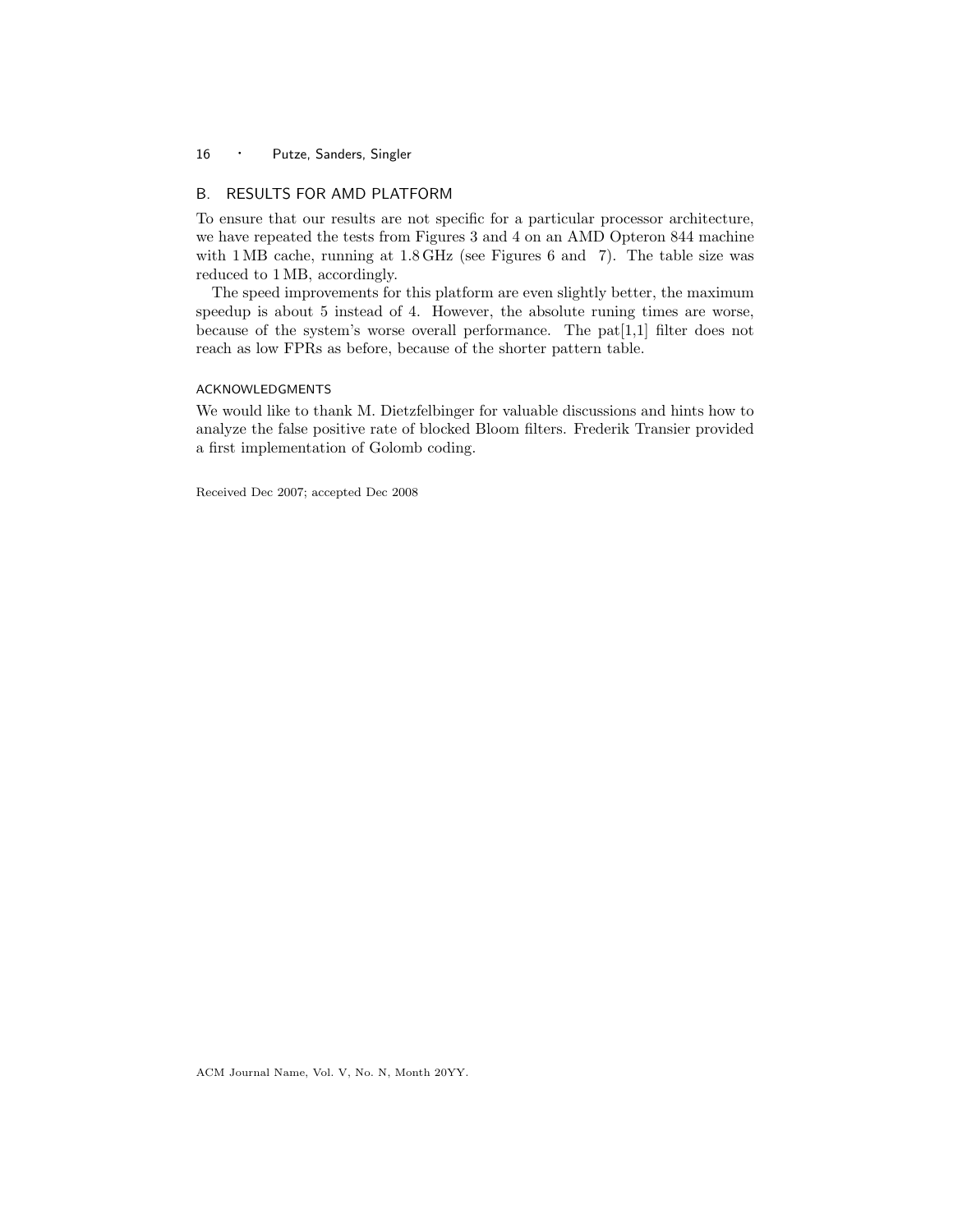## B. RESULTS FOR AMD PLATFORM

To ensure that our results are not specific for a particular processor architecture, we have repeated the tests from Figures 3 and 4 on an AMD Opteron 844 machine with 1 MB cache, running at 1.8 GHz (see Figures 6 and 7). The table size was reduced to 1 MB, accordingly.

The speed improvements for this platform are even slightly better, the maximum speedup is about 5 instead of 4. However, the absolute runing times are worse, because of the system's worse overall performance. The pat[1,1] filter does not reach as low FPRs as before, because of the shorter pattern table.

### ACKNOWLEDGMENTS

We would like to thank M. Dietzfelbinger for valuable discussions and hints how to analyze the false positive rate of blocked Bloom filters. Frederik Transier provided a first implementation of Golomb coding.

Received Dec 2007; accepted Dec 2008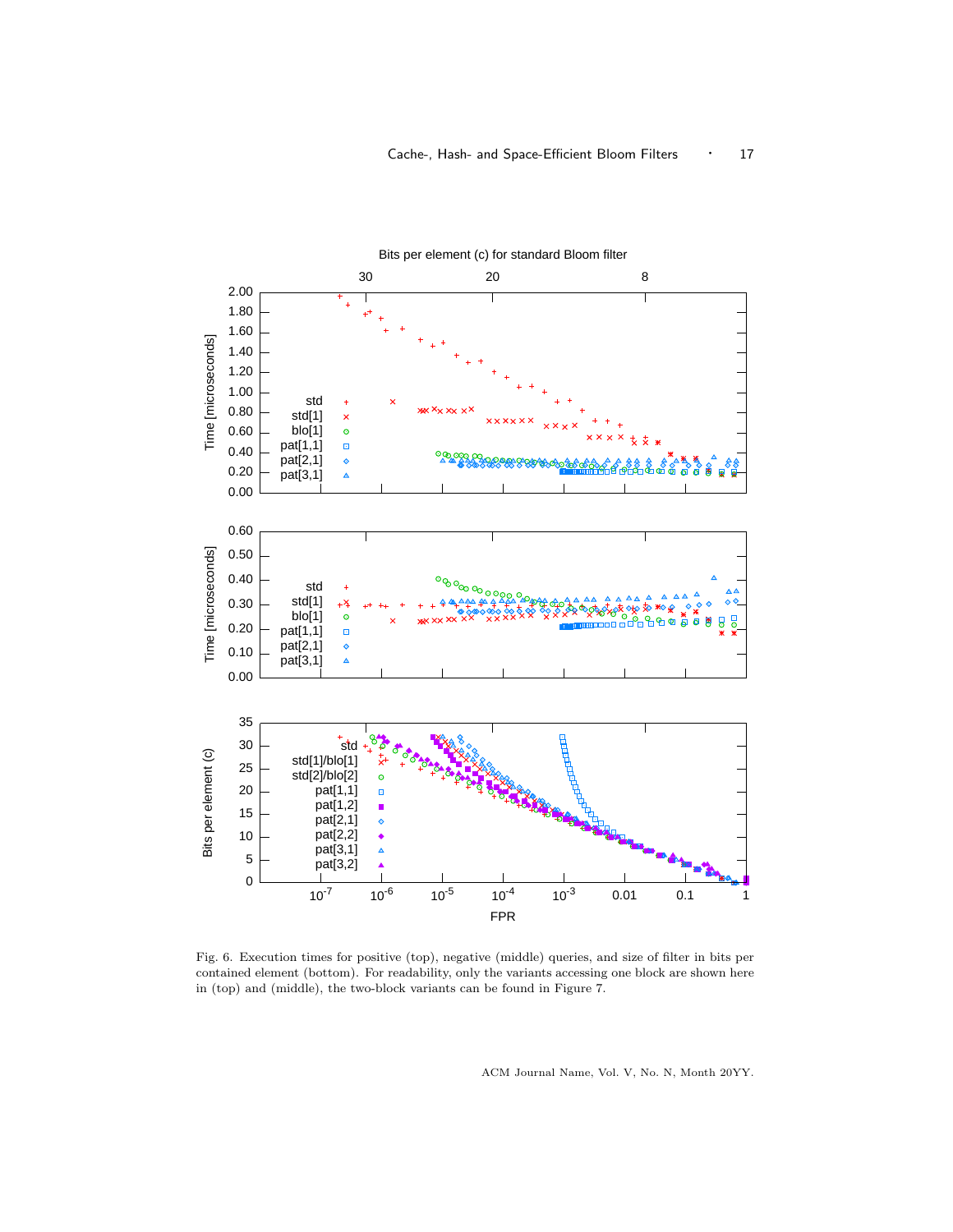Fig. 6. Execution times for positive (top), negative (middle) queries, and size of filter in bits per contained element (bottom). For readability, only the variants accessing one block are shown here in (top) and (middle), the two-block variants can be found in Figure 7.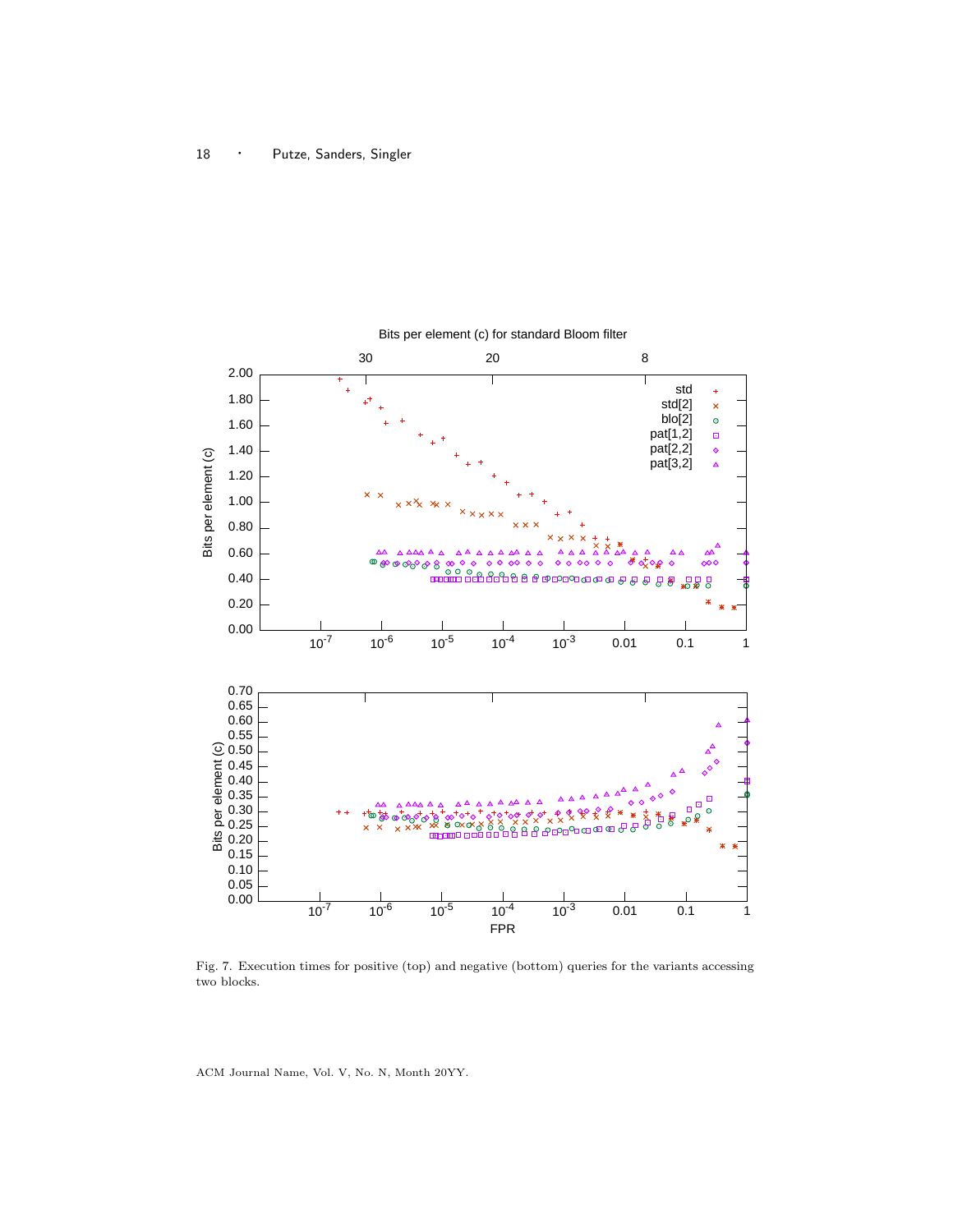Bits per element (c) for standard Bloom filter

30 20 8

Bits per element (c)

2.00
1.80
1.60
1.40
1.20
1.00
0.80
0.60
0.40
0.20
0.00

std
std[2]
blo[2]
pat[1,2]
pat[2,2]
pat[3,2]

$10^{-7}$ $10^{-6}$ $10^{-5}$ $10^{-4}$ $10^{-3}$ 0.01 0.1 1

Bits per element (c)

0.70
0.65
0.60
0.55
0.50
0.45
0.40
0.35
0.30
0.25
0.20
0.15
0.10
0.05
0.00

$10^{-7}$ $10^{-6}$ $10^{-5}$ $10^{-4}$ $10^{-3}$ 0.01 0.1 1

FPR

Fig. 7. Execution times for positive (top) and negative (bottom) queries for the variants accessing two blocks.